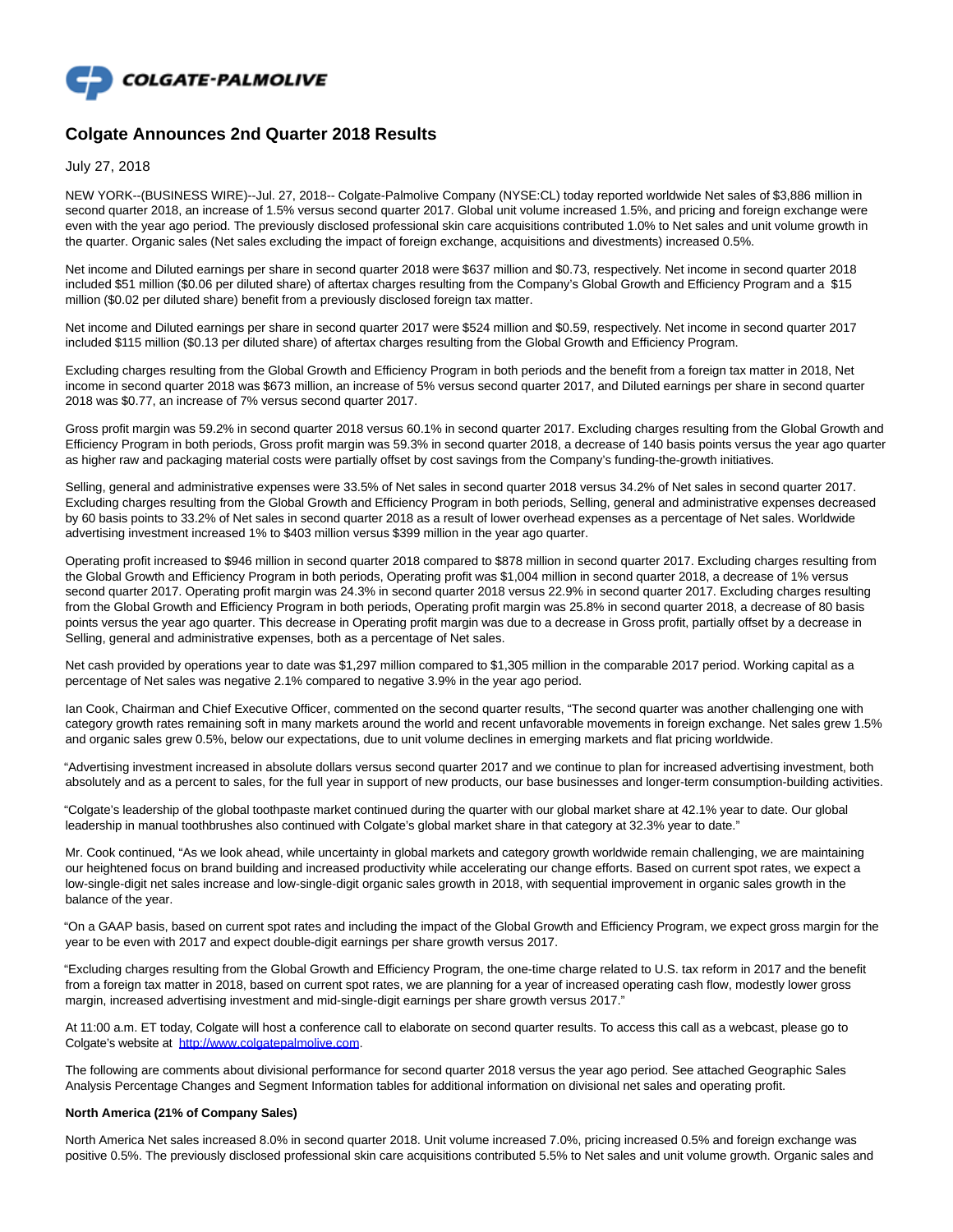# Colgate Announces 2nd Quarter 2018 Results

July 27, 2018

NEW YORK--(BUSINESS WIRE)--Jul. 27, 2018-- Colgate-Palmolive Company (NYSE:CL) today reported worldwide Net sales of $3,886 million in second quarter 2018, an increase of 1.5% versus second quarter 2017. Global unit volume increased 1.5%, and pricing and foreign exchange were even with the year ago period. The previously disclosed professional skin care acquisitions contributed 1.0% to Net sales and unit volume growth in the quarter. Organic sales (Net sales excluding the impact of foreign exchange, acquisitions and divestments) increased 0.5%.

Net income and Diluted earnings per share in second quarter 2018 were $637 million and $0.73, respectively. Net income in second quarter 2018 included $51 million ($0.06 per diluted share) of aftertax charges resulting from the Company's Global Growth and Efficiency Program and a $15 million ($0.02 per diluted share) benefit from a previously disclosed foreign tax matter.

Net income and Diluted earnings per share in second quarter 2017 were $524 million and $0.59, respectively. Net income in second quarter 2017 included $115 million ($0.13 per diluted share) of aftertax charges resulting from the Global Growth and Efficiency Program.

Excluding charges resulting from the Global Growth and Efficiency Program in both periods and the benefit from a foreign tax matter in 2018, Net income in second quarter 2018 was $673 million, an increase of 5% versus second quarter 2017, and Diluted earnings per share in second quarter 2018 was $0.77, an increase of 7% versus second quarter 2017.

Gross profit margin was 59.2% in second quarter 2018 versus 60.1% in second quarter 2017. Excluding charges resulting from the Global Growth and Efficiency Program in both periods, Gross profit margin was 59.3% in second quarter 2018, a decrease of 140 basis points versus the year ago quarter as higher raw and packaging material costs were partially offset by cost savings from the Company's funding-the-growth initiatives.

Selling, general and administrative expenses were 33.5% of Net sales in second quarter 2018 versus 34.2% of Net sales in second quarter 2017. Excluding charges resulting from the Global Growth and Efficiency Program in both periods, Selling, general and administrative expenses decreased by 60 basis points to 33.2% of Net sales in second quarter 2018 as a result of lower overhead expenses as a percentage of Net sales. Worldwide advertising investment increased 1% to $403 million versus $399 million in the year ago quarter.

Operating profit increased to $946 million in second quarter 2018 compared to $878 million in second quarter 2017. Excluding charges resulting from the Global Growth and Efficiency Program in both periods, Operating profit was $1,004 million in second quarter 2018, a decrease of 1% versus second quarter 2017. Operating profit margin was 24.3% in second quarter 2018 versus 22.9% in second quarter 2017. Excluding charges resulting from the Global Growth and Efficiency Program in both periods, Operating profit margin was 25.8% in second quarter 2018, a decrease of 80 basis points versus the year ago quarter. This decrease in Operating profit margin was due to a decrease in Gross profit, partially offset by a decrease in Selling, general and administrative expenses, both as a percentage of Net sales.

Net cash provided by operations year to date was $1,297 million compared to $1,305 million in the comparable 2017 period. Working capital as a percentage of Net sales was negative 2.1% compared to negative 3.9% in the year ago period.

Ian Cook, Chairman and Chief Executive Officer, commented on the second quarter results, "The second quarter was another challenging one with category growth rates remaining soft in many markets around the world and recent unfavorable movements in foreign exchange. Net sales grew 1.5% and organic sales grew 0.5%, below our expectations, due to unit volume declines in emerging markets and flat pricing worldwide.

"Advertising investment increased in absolute dollars versus second quarter 2017 and we continue to plan for increased advertising investment, both absolutely and as a percent to sales, for the full year in support of new products, our base businesses and longer-term consumption-building activities.

"Colgate's leadership of the global toothpaste market continued during the quarter with our global market share at 42.1% year to date. Our global leadership in manual toothbrushes also continued with Colgate's global market share in that category at 32.3% year to date."

Mr. Cook continued, "As we look ahead, while uncertainty in global markets and category growth worldwide remain challenging, we are maintaining our heightened focus on brand building and increased productivity while accelerating our change efforts. Based on current spot rates, we expect a low-single-digit net sales increase and low-single-digit organic sales growth in 2018, with sequential improvement in organic sales growth in the balance of the year.

"On a GAAP basis, based on current spot rates and including the impact of the Global Growth and Efficiency Program, we expect gross margin for the year to be even with 2017 and expect double-digit earnings per share growth versus 2017.

"Excluding charges resulting from the Global Growth and Efficiency Program, the one-time charge related to U.S. tax reform in 2017 and the benefit from a foreign tax matter in 2018, based on current spot rates, we are planning for a year of increased operating cash flow, modestly lower gross margin, increased advertising investment and mid-single-digit earnings per share growth versus 2017."

At 11:00 a.m. ET today, Colgate will host a conference call to elaborate on second quarter results. To access this call as a webcast, please go to Colgate's website at [http://www.colgatepalmolive.com](http://www.colgatepalmolive.com).

The following are comments about divisional performance for second quarter 2018 versus the year ago period. See attached Geographic Sales Analysis Percentage Changes and Segment Information tables for additional information on divisional net sales and operating profit.

**North America (21% of Company Sales)**

North America Net sales increased 8.0% in second quarter 2018. Unit volume increased 7.0%, pricing increased 0.5% and foreign exchange was positive 0.5%. The previously disclosed professional skin care acquisitions contributed 5.5% to Net sales and unit volume growth. Organic sales and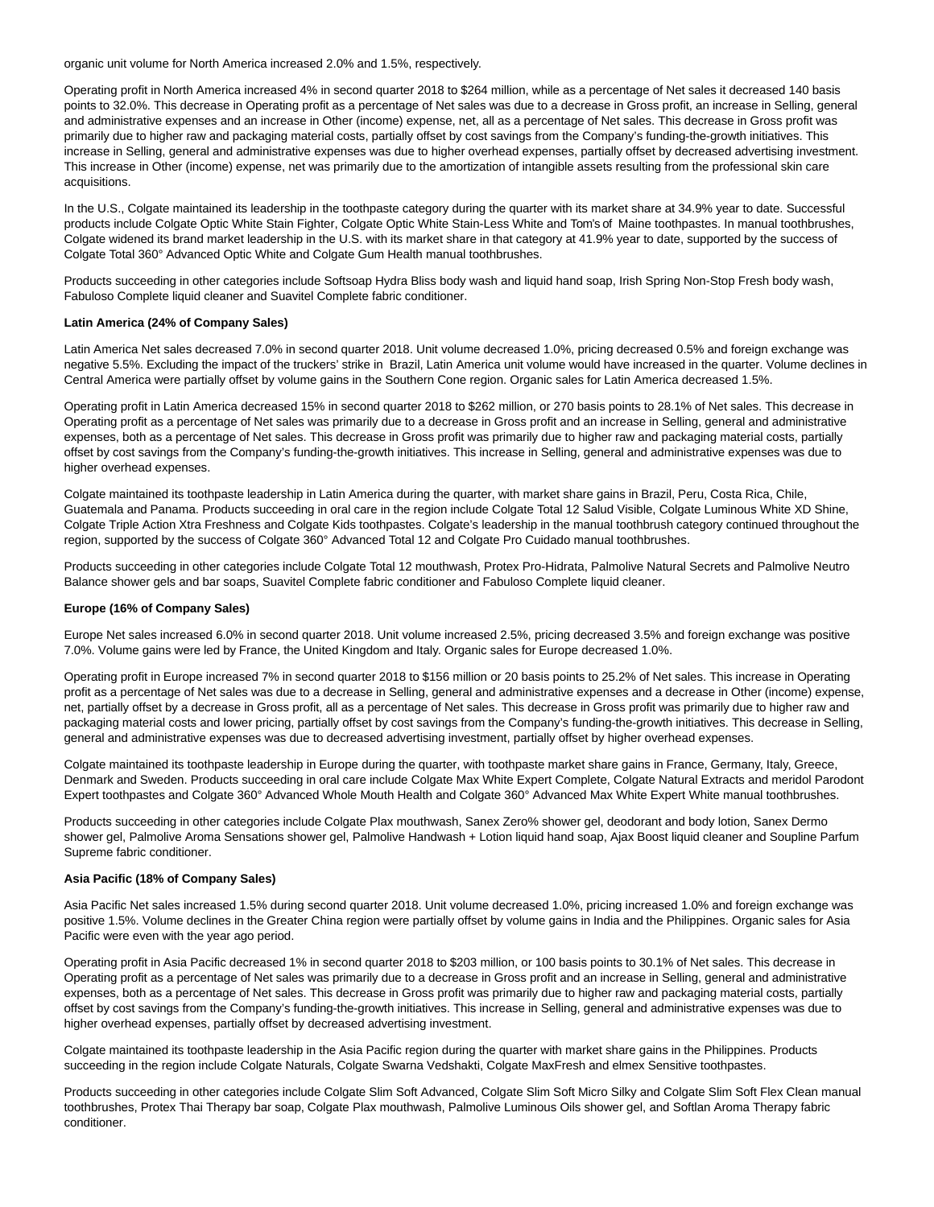organic unit volume for North America increased 2.0% and 1.5%, respectively.

Operating profit in North America increased 4% in second quarter 2018 to $264 million, while as a percentage of Net sales it decreased 140 basis points to 32.0%. This decrease in Operating profit as a percentage of Net sales was due to a decrease in Gross profit, an increase in Selling, general and administrative expenses and an increase in Other (income) expense, net, all as a percentage of Net sales. This decrease in Gross profit was primarily due to higher raw and packaging material costs, partially offset by cost savings from the Company's funding-the-growth initiatives. This increase in Selling, general and administrative expenses was due to higher overhead expenses, partially offset by decreased advertising investment. This increase in Other (income) expense, net was primarily due to the amortization of intangible assets resulting from the professional skin care acquisitions.

In the U.S., Colgate maintained its leadership in the toothpaste category during the quarter with its market share at 34.9% year to date. Successful products include Colgate Optic White Stain Fighter, Colgate Optic White Stain-Less White and Tom's of Maine toothpastes. In manual toothbrushes, Colgate widened its brand market leadership in the U.S. with its market share in that category at 41.9% year to date, supported by the success of Colgate Total 360° Advanced Optic White and Colgate Gum Health manual toothbrushes.

Products succeeding in other categories include Softsoap Hydra Bliss body wash and liquid hand soap, Irish Spring Non-Stop Fresh body wash, Fabuloso Complete liquid cleaner and Suavitel Complete fabric conditioner.

**Latin America (24% of Company Sales)**

Latin America Net sales decreased 7.0% in second quarter 2018. Unit volume decreased 1.0%, pricing decreased 0.5% and foreign exchange was negative 5.5%. Excluding the impact of the truckers' strike in Brazil, Latin America unit volume would have increased in the quarter. Volume declines in Central America were partially offset by volume gains in the Southern Cone region. Organic sales for Latin America decreased 1.5%.

Operating profit in Latin America decreased 15% in second quarter 2018 to $262 million, or 270 basis points to 28.1% of Net sales. This decrease in Operating profit as a percentage of Net sales was primarily due to a decrease in Gross profit and an increase in Selling, general and administrative expenses, both as a percentage of Net sales. This decrease in Gross profit was primarily due to higher raw and packaging material costs, partially offset by cost savings from the Company's funding-the-growth initiatives. This increase in Selling, general and administrative expenses was due to higher overhead expenses.

Colgate maintained its toothpaste leadership in Latin America during the quarter, with market share gains in Brazil, Peru, Costa Rica, Chile, Guatemala and Panama. Products succeeding in oral care in the region include Colgate Total 12 Salud Visible, Colgate Luminous White XD Shine, Colgate Triple Action Xtra Freshness and Colgate Kids toothpastes. Colgate's leadership in the manual toothbrush category continued throughout the region, supported by the success of Colgate 360° Advanced Total 12 and Colgate Pro Cuidado manual toothbrushes.

Products succeeding in other categories include Colgate Total 12 mouthwash, Protex Pro-Hidrata, Palmolive Natural Secrets and Palmolive Neutro Balance shower gels and bar soaps, Suavitel Complete fabric conditioner and Fabuloso Complete liquid cleaner.

**Europe (16% of Company Sales)**

Europe Net sales increased 6.0% in second quarter 2018. Unit volume increased 2.5%, pricing decreased 3.5% and foreign exchange was positive 7.0%. Volume gains were led by France, the United Kingdom and Italy. Organic sales for Europe decreased 1.0%.

Operating profit in Europe increased 7% in second quarter 2018 to $156 million or 20 basis points to 25.2% of Net sales. This increase in Operating profit as a percentage of Net sales was due to a decrease in Selling, general and administrative expenses and a decrease in Other (income) expense, net, partially offset by a decrease in Gross profit, all as a percentage of Net sales. This decrease in Gross profit was primarily due to higher raw and packaging material costs and lower pricing, partially offset by cost savings from the Company's funding-the-growth initiatives. This decrease in Selling, general and administrative expenses was due to decreased advertising investment, partially offset by higher overhead expenses.

Colgate maintained its toothpaste leadership in Europe during the quarter, with toothpaste market share gains in France, Germany, Italy, Greece, Denmark and Sweden. Products succeeding in oral care include Colgate Max White Expert Complete, Colgate Natural Extracts and meridol Parodont Expert toothpastes and Colgate 360° Advanced Whole Mouth Health and Colgate 360° Advanced Max White Expert White manual toothbrushes.

Products succeeding in other categories include Colgate Plax mouthwash, Sanex Zero% shower gel, deodorant and body lotion, Sanex Dermo shower gel, Palmolive Aroma Sensations shower gel, Palmolive Handwash + Lotion liquid hand soap, Ajax Boost liquid cleaner and Soupline Parfum Supreme fabric conditioner.

**Asia Pacific (18% of Company Sales)**

Asia Pacific Net sales increased 1.5% during second quarter 2018. Unit volume decreased 1.0%, pricing increased 1.0% and foreign exchange was positive 1.5%. Volume declines in the Greater China region were partially offset by volume gains in India and the Philippines. Organic sales for Asia Pacific were even with the year ago period.

Operating profit in Asia Pacific decreased 1% in second quarter 2018 to $203 million, or 100 basis points to 30.1% of Net sales. This decrease in Operating profit as a percentage of Net sales was primarily due to a decrease in Gross profit and an increase in Selling, general and administrative expenses, both as a percentage of Net sales. This decrease in Gross profit was primarily due to higher raw and packaging material costs, partially offset by cost savings from the Company's funding-the-growth initiatives. This increase in Selling, general and administrative expenses was due to higher overhead expenses, partially offset by decreased advertising investment.

Colgate maintained its toothpaste leadership in the Asia Pacific region during the quarter with market share gains in the Philippines. Products succeeding in the region include Colgate Naturals, Colgate Swarna Vedshakti, Colgate MaxFresh and elmex Sensitive toothpastes.

Products succeeding in other categories include Colgate Slim Soft Advanced, Colgate Slim Soft Micro Silky and Colgate Slim Soft Flex Clean manual toothbrushes, Protex Thai Therapy bar soap, Colgate Plax mouthwash, Palmolive Luminous Oils shower gel, and Softlan Aroma Therapy fabric conditioner.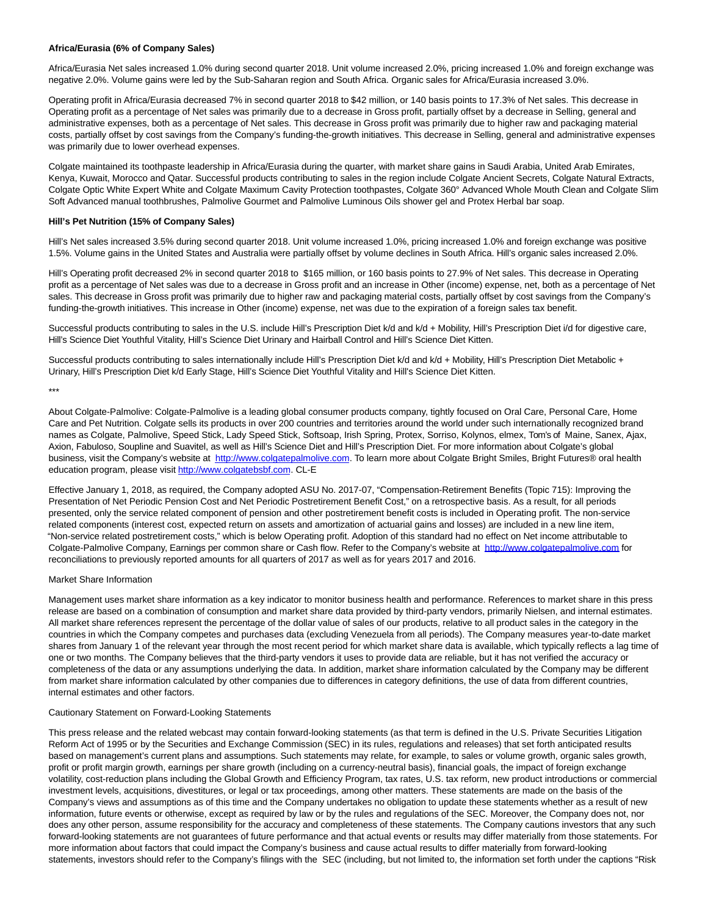**Africa/Eurasia (6% of Company Sales)**

Africa/Eurasia Net sales increased 1.0% during second quarter 2018. Unit volume increased 2.0%, pricing increased 1.0% and foreign exchange was negative 2.0%. Volume gains were led by the Sub-Saharan region and South Africa. Organic sales for Africa/Eurasia increased 3.0%.

Operating profit in Africa/Eurasia decreased 7% in second quarter 2018 to $42 million, or 140 basis points to 17.3% of Net sales. This decrease in Operating profit as a percentage of Net sales was primarily due to a decrease in Gross profit, partially offset by a decrease in Selling, general and administrative expenses, both as a percentage of Net sales. This decrease in Gross profit was primarily due to higher raw and packaging material costs, partially offset by cost savings from the Company's funding-the-growth initiatives. This decrease in Selling, general and administrative expenses was primarily due to lower overhead expenses.

Colgate maintained its toothpaste leadership in Africa/Eurasia during the quarter, with market share gains in Saudi Arabia, United Arab Emirates, Kenya, Kuwait, Morocco and Qatar. Successful products contributing to sales in the region include Colgate Ancient Secrets, Colgate Natural Extracts, Colgate Optic White Expert White and Colgate Maximum Cavity Protection toothpastes, Colgate 360° Advanced Whole Mouth Clean and Colgate Slim Soft Advanced manual toothbrushes, Palmolive Gourmet and Palmolive Luminous Oils shower gel and Protex Herbal bar soap.

**Hill's Pet Nutrition (15% of Company Sales)**

Hill's Net sales increased 3.5% during second quarter 2018. Unit volume increased 1.0%, pricing increased 1.0% and foreign exchange was positive 1.5%. Volume gains in the United States and Australia were partially offset by volume declines in South Africa. Hill's organic sales increased 2.0%.

Hill's Operating profit decreased 2% in second quarter 2018 to $165 million, or 160 basis points to 27.9% of Net sales. This decrease in Operating profit as a percentage of Net sales was due to a decrease in Gross profit and an increase in Other (income) expense, net, both as a percentage of Net sales. This decrease in Gross profit was primarily due to higher raw and packaging material costs, partially offset by cost savings from the Company's funding-the-growth initiatives. This increase in Other (income) expense, net was due to the expiration of a foreign sales tax benefit.

Successful products contributing to sales in the U.S. include Hill's Prescription Diet k/d and k/d + Mobility, Hill's Prescription Diet i/d for digestive care, Hill's Science Diet Youthful Vitality, Hill's Science Diet Urinary and Hairball Control and Hill's Science Diet Kitten.

Successful products contributing to sales internationally include Hill's Prescription Diet k/d and k/d + Mobility, Hill's Prescription Diet Metabolic + Urinary, Hill's Prescription Diet k/d Early Stage, Hill's Science Diet Youthful Vitality and Hill's Science Diet Kitten.

***

About Colgate-Palmolive: Colgate-Palmolive is a leading global consumer products company, tightly focused on Oral Care, Personal Care, Home Care and Pet Nutrition. Colgate sells its products in over 200 countries and territories around the world under such internationally recognized brand names as Colgate, Palmolive, Speed Stick, Lady Speed Stick, Softsoap, Irish Spring, Protex, Sorriso, Kolynos, elmex, Tom's of Maine, Sanex, Ajax, Axion, Fabuloso, Soupline and Suavitel, as well as Hill's Science Diet and Hill's Prescription Diet. For more information about Colgate's global business, visit the Company's website at http://www.colgatepalmolive.com. To learn more about Colgate Bright Smiles, Bright Futures® oral health education program, please visit http://www.colgatebsbf.com. CL-E

Effective January 1, 2018, as required, the Company adopted ASU No. 2017-07, "Compensation-Retirement Benefits (Topic 715): Improving the Presentation of Net Periodic Pension Cost and Net Periodic Postretirement Benefit Cost," on a retrospective basis. As a result, for all periods presented, only the service related component of pension and other postretirement benefit costs is included in Operating profit. The non-service related components (interest cost, expected return on assets and amortization of actuarial gains and losses) are included in a new line item, "Non-service related postretirement costs," which is below Operating profit. Adoption of this standard had no effect on Net income attributable to Colgate-Palmolive Company, Earnings per common share or Cash flow. Refer to the Company's website at http://www.colgatepalmolive.com for reconciliations to previously reported amounts for all quarters of 2017 as well as for years 2017 and 2016.

Market Share Information

Management uses market share information as a key indicator to monitor business health and performance. References to market share in this press release are based on a combination of consumption and market share data provided by third-party vendors, primarily Nielsen, and internal estimates. All market share references represent the percentage of the dollar value of sales of our products, relative to all product sales in the category in the countries in which the Company competes and purchases data (excluding Venezuela from all periods). The Company measures year-to-date market shares from January 1 of the relevant year through the most recent period for which market share data is available, which typically reflects a lag time of one or two months. The Company believes that the third-party vendors it uses to provide data are reliable, but it has not verified the accuracy or completeness of the data or any assumptions underlying the data. In addition, market share information calculated by the Company may be different from market share information calculated by other companies due to differences in category definitions, the use of data from different countries, internal estimates and other factors.

Cautionary Statement on Forward-Looking Statements

This press release and the related webcast may contain forward-looking statements (as that term is defined in the U.S. Private Securities Litigation Reform Act of 1995 or by the Securities and Exchange Commission (SEC) in its rules, regulations and releases) that set forth anticipated results based on management's current plans and assumptions. Such statements may relate, for example, to sales or volume growth, organic sales growth, profit or profit margin growth, earnings per share growth (including on a currency-neutral basis), financial goals, the impact of foreign exchange volatility, cost-reduction plans including the Global Growth and Efficiency Program, tax rates, U.S. tax reform, new product introductions or commercial investment levels, acquisitions, divestitures, or legal or tax proceedings, among other matters. These statements are made on the basis of the Company's views and assumptions as of this time and the Company undertakes no obligation to update these statements whether as a result of new information, future events or otherwise, except as required by law or by the rules and regulations of the SEC. Moreover, the Company does not, nor does any other person, assume responsibility for the accuracy and completeness of these statements. The Company cautions investors that any such forward-looking statements are not guarantees of future performance and that actual events or results may differ materially from those statements. For more information about factors that could impact the Company's business and cause actual results to differ materially from forward-looking statements, investors should refer to the Company's filings with the SEC (including, but not limited to, the information set forth under the captions "Risk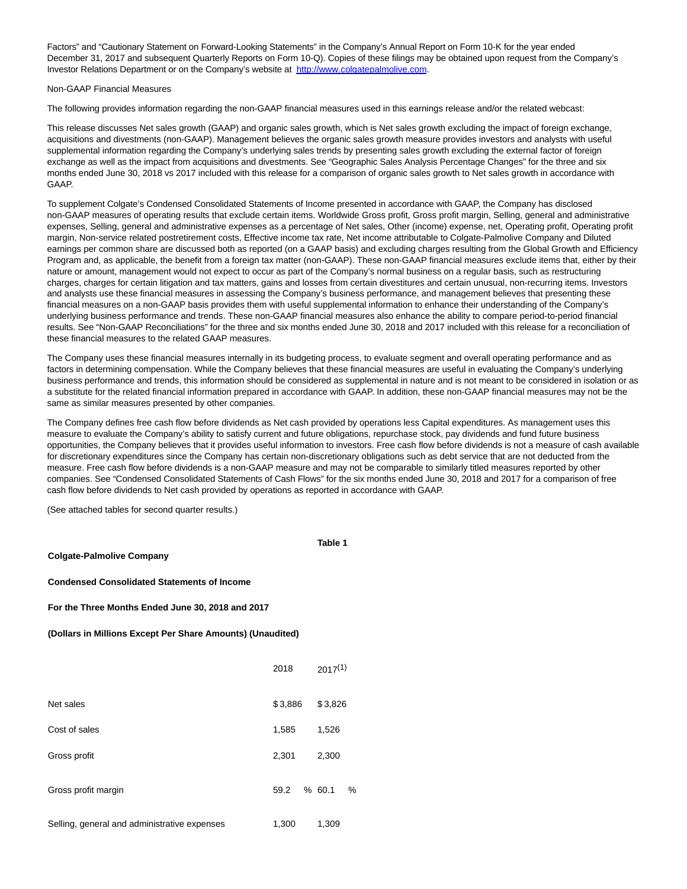Factors" and "Cautionary Statement on Forward-Looking Statements" in the Company's Annual Report on Form 10-K for the year ended December 31, 2017 and subsequent Quarterly Reports on Form 10-Q). Copies of these filings may be obtained upon request from the Company's Investor Relations Department or on the Company's website at http://www.colgatepalmolive.com.

Non-GAAP Financial Measures

The following provides information regarding the non-GAAP financial measures used in this earnings release and/or the related webcast:

This release discusses Net sales growth (GAAP) and organic sales growth, which is Net sales growth excluding the impact of foreign exchange, acquisitions and divestments (non-GAAP). Management believes the organic sales growth measure provides investors and analysts with useful supplemental information regarding the Company's underlying sales trends by presenting sales growth excluding the external factor of foreign exchange as well as the impact from acquisitions and divestments. See "Geographic Sales Analysis Percentage Changes" for the three and six months ended June 30, 2018 vs 2017 included with this release for a comparison of organic sales growth to Net sales growth in accordance with GAAP.

To supplement Colgate's Condensed Consolidated Statements of Income presented in accordance with GAAP, the Company has disclosed non-GAAP measures of operating results that exclude certain items. Worldwide Gross profit, Gross profit margin, Selling, general and administrative expenses, Selling, general and administrative expenses as a percentage of Net sales, Other (income) expense, net, Operating profit, Operating profit margin, Non-service related postretirement costs, Effective income tax rate, Net income attributable to Colgate-Palmolive Company and Diluted earnings per common share are discussed both as reported (on a GAAP basis) and excluding charges resulting from the Global Growth and Efficiency Program and, as applicable, the benefit from a foreign tax matter (non-GAAP). These non-GAAP financial measures exclude items that, either by their nature or amount, management would not expect to occur as part of the Company's normal business on a regular basis, such as restructuring charges, charges for certain litigation and tax matters, gains and losses from certain divestitures and certain unusual, non-recurring items. Investors and analysts use these financial measures in assessing the Company's business performance, and management believes that presenting these financial measures on a non-GAAP basis provides them with useful supplemental information to enhance their understanding of the Company's underlying business performance and trends. These non-GAAP financial measures also enhance the ability to compare period-to-period financial results. See "Non-GAAP Reconciliations" for the three and six months ended June 30, 2018 and 2017 included with this release for a reconciliation of these financial measures to the related GAAP measures.

The Company uses these financial measures internally in its budgeting process, to evaluate segment and overall operating performance and as factors in determining compensation. While the Company believes that these financial measures are useful in evaluating the Company's underlying business performance and trends, this information should be considered as supplemental in nature and is not meant to be considered in isolation or as a substitute for the related financial information prepared in accordance with GAAP. In addition, these non-GAAP financial measures may not be the same as similar measures presented by other companies.

The Company defines free cash flow before dividends as Net cash provided by operations less Capital expenditures. As management uses this measure to evaluate the Company's ability to satisfy current and future obligations, repurchase stock, pay dividends and fund future business opportunities, the Company believes that it provides useful information to investors. Free cash flow before dividends is not a measure of cash available for discretionary expenditures since the Company has certain non-discretionary obligations such as debt service that are not deducted from the measure. Free cash flow before dividends is a non-GAAP measure and may not be comparable to similarly titled measures reported by other companies. See "Condensed Consolidated Statements of Cash Flows" for the six months ended June 30, 2018 and 2017 for a comparison of free cash flow before dividends to Net cash provided by operations as reported in accordance with GAAP.

(See attached tables for second quarter results.)

**Table 1**

**Colgate-Palmolive Company**

**Condensed Consolidated Statements of Income**

**For the Three Months Ended June 30, 2018 and 2017**

**(Dollars in Millions Except Per Share Amounts) (Unaudited)**

| | 2018 | 2017[(1)] |
|---|---|---|
| Net sales | $ 3,886 | $ 3,826 |
| Cost of sales | 1,585 | 1,526 |
| Gross profit | 2,301 | 2,300 |
| Gross profit margin | 59.2 % | 60.1 % |
| Selling, general and administrative expenses | 1,300 | 1,309 |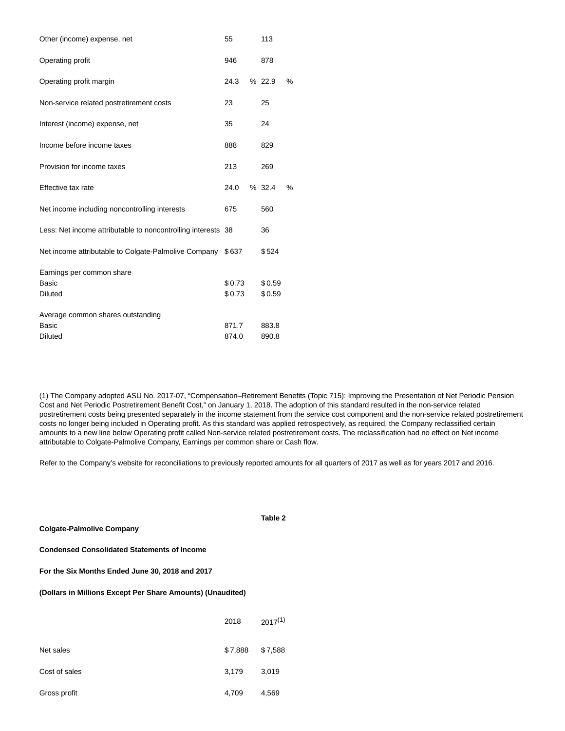| | | |
|---|---|---|
| Other (income) expense, net | 55 | 113 |
| Operating profit | 946 | 878 |
| Operating profit margin | 24.3 % | 22.9 % |
| Non-service related postretirement costs | 23 | 25 |
| Interest (income) expense, net | 35 | 24 |
| Income before income taxes | 888 | 829 |
| Provision for income taxes | 213 | 269 |
| Effective tax rate | 24.0 % | 32.4 % |
| Net income including noncontrolling interests | 675 | 560 |
| Less: Net income attributable to noncontrolling interests | 38 | 36 |
| Net income attributable to Colgate-Palmolive Company | $637 | $524 |
| Earnings per common share | | |
| Basic | $0.73 | $0.59 |
| Diluted | $0.73 | $0.59 |
| Average common shares outstanding | | |
| Basic | 871.7 | 883.8 |
| Diluted | 874.0 | 890.8 |

(1) The Company adopted ASU No. 2017-07, "Compensation–Retirement Benefits (Topic 715): Improving the Presentation of Net Periodic Pension Cost and Net Periodic Postretirement Benefit Cost," on January 1, 2018. The adoption of this standard resulted in the non-service related postretirement costs being presented separately in the income statement from the service cost component and the non-service related postretirement costs no longer being included in Operating profit. As this standard was applied retrospectively, as required, the Company reclassified certain amounts to a new line below Operating profit called Non-service related postretirement costs. The reclassification had no effect on Net income attributable to Colgate-Palmolive Company, Earnings per common share or Cash flow.

Refer to the Company's website for reconciliations to previously reported amounts for all quarters of 2017 as well as for years 2017 and 2016.

**Table 2**

**Colgate-Palmolive Company**

**Condensed Consolidated Statements of Income**

**For the Six Months Ended June 30, 2018 and 2017**

**(Dollars in Millions Except Per Share Amounts) (Unaudited)**

| | 2018 | 2017(1) |
|---|---|---|
| Net sales | $7,888 | $7,588 |
| Cost of sales | 3,179 | 3,019 |
| Gross profit | 4,709 | 4,569 |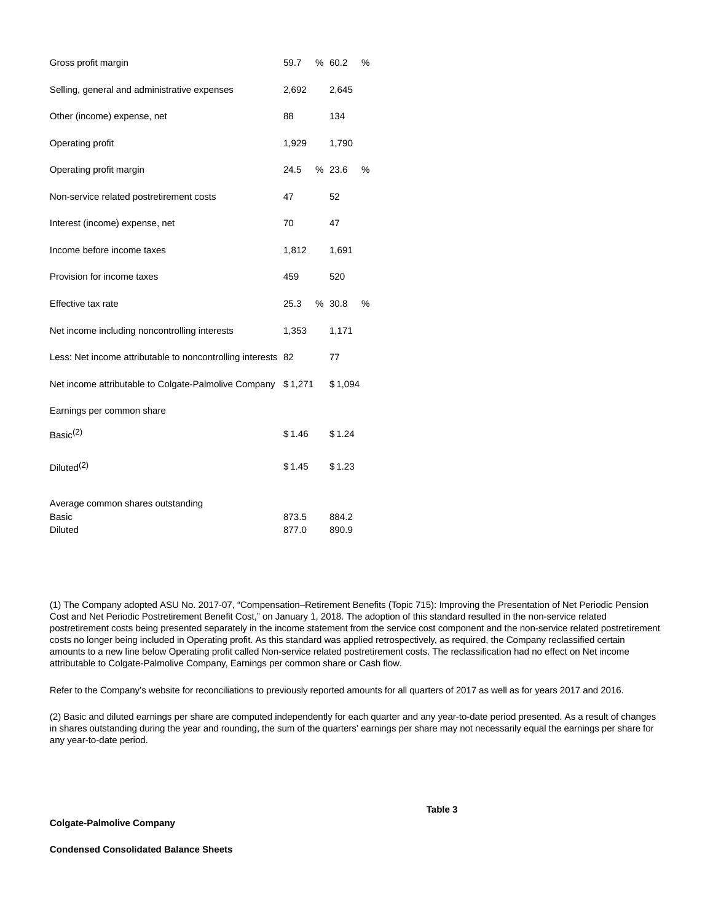| | | |
|---|---|---|
| Gross profit margin | 59.7 % | 60.2 % |
| Selling, general and administrative expenses | 2,692 | 2,645 |
| Other (income) expense, net | 88 | 134 |
| Operating profit | 1,929 | 1,790 |
| Operating profit margin | 24.5 % | 23.6 % |
| Non-service related postretirement costs | 47 | 52 |
| Interest (income) expense, net | 70 | 47 |
| Income before income taxes | 1,812 | 1,691 |
| Provision for income taxes | 459 | 520 |
| Effective tax rate | 25.3 % | 30.8 % |
| Net income including noncontrolling interests | 1,353 | 1,171 |
| Less: Net income attributable to noncontrolling interests | 82 | 77 |
| Net income attributable to Colgate-Palmolive Company | $ 1,271 | $ 1,094 |
| Earnings per common share | | |
| Basic(2) | $ 1.46 | $ 1.24 |
| Diluted(2) | $ 1.45 | $ 1.23 |
| Average common shares outstanding | | |
| Basic | 873.5 | 884.2 |
| Diluted | 877.0 | 890.9 |

(1) The Company adopted ASU No. 2017-07, "Compensation–Retirement Benefits (Topic 715): Improving the Presentation of Net Periodic Pension Cost and Net Periodic Postretirement Benefit Cost," on January 1, 2018. The adoption of this standard resulted in the non-service related postretirement costs being presented separately in the income statement from the service cost component and the non-service related postretirement costs no longer being included in Operating profit. As this standard was applied retrospectively, as required, the Company reclassified certain amounts to a new line below Operating profit called Non-service related postretirement costs. The reclassification had no effect on Net income attributable to Colgate-Palmolive Company, Earnings per common share or Cash flow.

Refer to the Company's website for reconciliations to previously reported amounts for all quarters of 2017 as well as for years 2017 and 2016.

(2) Basic and diluted earnings per share are computed independently for each quarter and any year-to-date period presented. As a result of changes in shares outstanding during the year and rounding, the sum of the quarters' earnings per share may not necessarily equal the earnings per share for any year-to-date period.

**Table 3**

**Colgate-Palmolive Company**

**Condensed Consolidated Balance Sheets**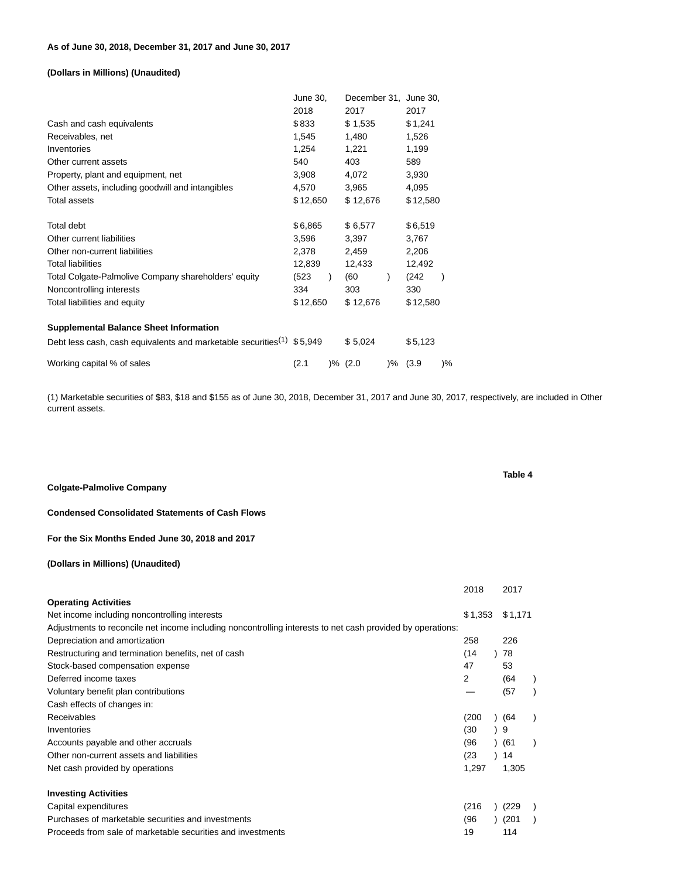**As of June 30, 2018, December 31, 2017 and June 30, 2017**

**(Dollars in Millions) (Unaudited)**

| | June 30, 2018 | December 31, 2017 | June 30, 2017 |
|---|---|---|---|
| Cash and cash equivalents | $833 | $ 1,535 | $1,241 |
| Receivables, net | 1,545 | 1,480 | 1,526 |
| Inventories | 1,254 | 1,221 | 1,199 |
| Other current assets | 540 | 403 | 589 |
| Property, plant and equipment, net | 3,908 | 4,072 | 3,930 |
| Other assets, including goodwill and intangibles | 4,570 | 3,965 | 4,095 |
| Total assets | $12,650 | $ 12,676 | $12,580 |
| | | | |
| Total debt | $6,865 | $ 6,577 | $6,519 |
| Other current liabilities | 3,596 | 3,397 | 3,767 |
| Other non-current liabilities | 2,378 | 2,459 | 2,206 |
| Total liabilities | 12,839 | 12,433 | 12,492 |
| Total Colgate-Palmolive Company shareholders' equity | (523) | (60) | (242) |
| Noncontrolling interests | 334 | 303 | 330 |
| Total liabilities and equity | $12,650 | $ 12,676 | $12,580 |
| | | | |
| **Supplemental Balance Sheet Information** | | | |
| Debt less cash, cash equivalents and marketable securities[(1)] | $5,949 | $ 5,024 | $5,123 |
| Working capital % of sales | (2.1)% | (2.0)% | (3.9)% |

(1) Marketable securities of $83, $18 and $155 as of June 30, 2018, December 31, 2017 and June 30, 2017, respectively, are included in Other current assets.

**Table 4**

**Colgate-Palmolive Company**

**Condensed Consolidated Statements of Cash Flows**

**For the Six Months Ended June 30, 2018 and 2017**

**(Dollars in Millions) (Unaudited)**

| | 2018 | 2017 |
|---|---|---|
| **Operating Activities** | | |
| Net income including noncontrolling interests | $1,353 | $1,171 |
| Adjustments to reconcile net income including noncontrolling interests to net cash provided by operations: | | |
| Depreciation and amortization | 258 | 226 |
| Restructuring and termination benefits, net of cash | (14) | 78 |
| Stock-based compensation expense | 47 | 53 |
| Deferred income taxes | 2 | (64) |
| Voluntary benefit plan contributions | — | (57) |
| Cash effects of changes in: | | |
| Receivables | (200) | (64) |
| Inventories | (30) | 9 |
| Accounts payable and other accruals | (96) | (61) |
| Other non-current assets and liabilities | (23) | 14 |
| Net cash provided by operations | 1,297 | 1,305 |
| | | |
| **Investing Activities** | | |
| Capital expenditures | (216) | (229) |
| Purchases of marketable securities and investments | (96) | (201) |
| Proceeds from sale of marketable securities and investments | 19 | 114 |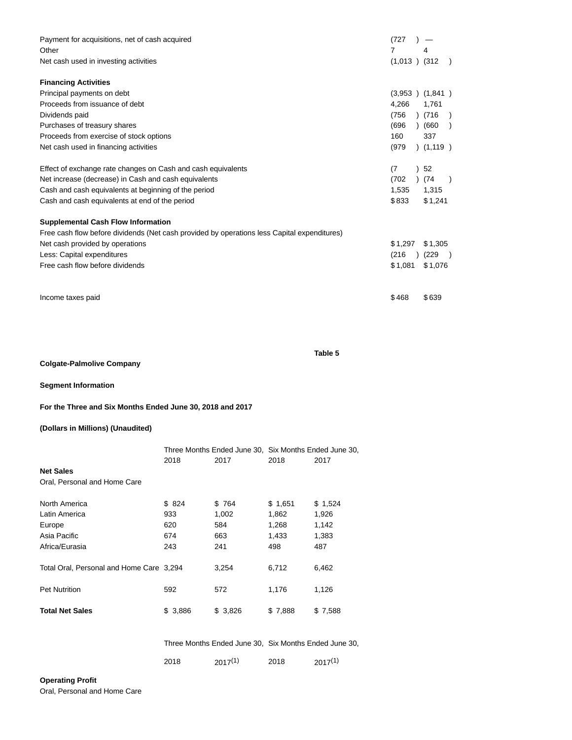| | | |
|---|---|---|
| Payment for acquisitions, net of cash acquired | (727) | — |
| Other | 7 | 4 |
| Net cash used in investing activities | (1,013) | (312) |
| | | |
| **Financing Activities** | | |
| Principal payments on debt | (3,953) | (1,841) |
| Proceeds from issuance of debt | 4,266 | 1,761 |
| Dividends paid | (756) | (716) |
| Purchases of treasury shares | (696) | (660) |
| Proceeds from exercise of stock options | 160 | 337 |
| Net cash used in financing activities | (979) | (1,119) |
| | | |
| Effect of exchange rate changes on Cash and cash equivalents | (7) | 52 |
| Net increase (decrease) in Cash and cash equivalents | (702) | (74) |
| Cash and cash equivalents at beginning of the period | 1,535 | 1,315 |
| Cash and cash equivalents at end of the period | $833 | $1,241 |
| | | |
| **Supplemental Cash Flow Information** | | |
| Free cash flow before dividends (Net cash provided by operations less Capital expenditures) | | |
| Net cash provided by operations | $1,297 | $1,305 |
| Less: Capital expenditures | (216) | (229) |
| Free cash flow before dividends | $1,081 | $1,076 |
| | | |
| Income taxes paid | $468 | $639 |

**Table 5**

**Colgate-Palmolive Company**

**Segment Information**

**For the Three and Six Months Ended June 30, 2018 and 2017**

**(Dollars in Millions) (Unaudited)**

| | Three Months Ended June 30, | | Six Months Ended June 30, | |
|---|---|---|---|---|
| | 2018 | 2017 | 2018 | 2017 |
| **Net Sales** | | | | |
| Oral, Personal and Home Care | | | | |
| North America | $ 824 | $ 764 | $ 1,651 | $ 1,524 |
| Latin America | 933 | 1,002 | 1,862 | 1,926 |
| Europe | 620 | 584 | 1,268 | 1,142 |
| Asia Pacific | 674 | 663 | 1,433 | 1,383 |
| Africa/Eurasia | 243 | 241 | 498 | 487 |
| Total Oral, Personal and Home Care | 3,294 | 3,254 | 6,712 | 6,462 |
| Pet Nutrition | 592 | 572 | 1,176 | 1,126 |
| **Total Net Sales** | $ 3,886 | $ 3,826 | $ 7,888 | $ 7,588 |

| | Three Months Ended June 30, | | Six Months Ended June 30, | |
|---|---|---|---|---|
| | 2018 | 2017(1) | 2018 | 2017(1) |
| **Operating Profit** | | | | |
| Oral, Personal and Home Care | | | | |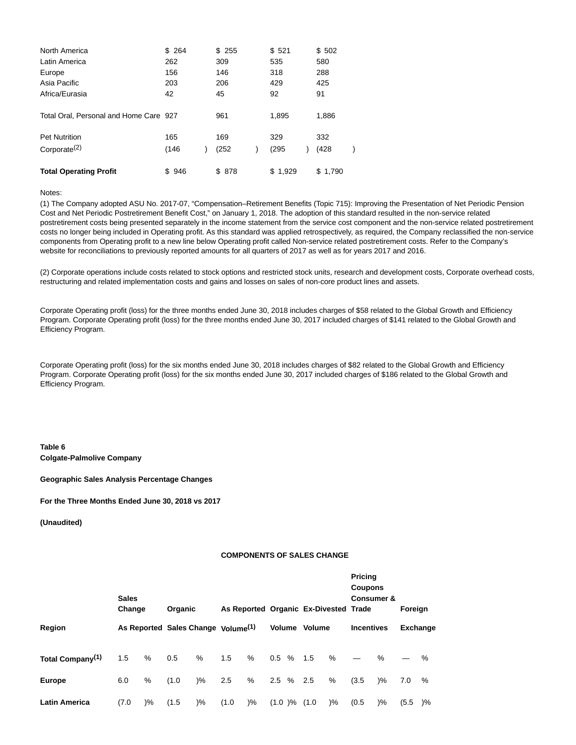| | | | | |
|---|---|---|---|---|
| North America | $ 264 | $ 255 | $ 521 | $ 502 |
| Latin America | 262 | 309 | 535 | 580 |
| Europe | 156 | 146 | 318 | 288 |
| Asia Pacific | 203 | 206 | 429 | 425 |
| Africa/Eurasia | 42 | 45 | 92 | 91 |
| Total Oral, Personal and Home Care | 927 | 961 | 1,895 | 1,886 |
| Pet Nutrition | 165 | 169 | 329 | 332 |
| Corporate[2] | (146) | (252) | (295) | (428) |
| **Total Operating Profit** | $ 946 | $ 878 | $ 1,929 | $ 1,790 |

Notes:

(1) The Company adopted ASU No. 2017-07, "Compensation–Retirement Benefits (Topic 715): Improving the Presentation of Net Periodic Pension Cost and Net Periodic Postretirement Benefit Cost," on January 1, 2018. The adoption of this standard resulted in the non-service related postretirement costs being presented separately in the income statement from the service cost component and the non-service related postretirement costs no longer being included in Operating profit. As this standard was applied retrospectively, as required, the Company reclassified the non-service components from Operating profit to a new line below Operating profit called Non-service related postretirement costs. Refer to the Company's website for reconciliations to previously reported amounts for all quarters of 2017 as well as for years 2017 and 2016.

(2) Corporate operations include costs related to stock options and restricted stock units, research and development costs, Corporate overhead costs, restructuring and related implementation costs and gains and losses on sales of non-core product lines and assets.

Corporate Operating profit (loss) for the three months ended June 30, 2018 includes charges of $58 related to the Global Growth and Efficiency Program. Corporate Operating profit (loss) for the three months ended June 30, 2017 included charges of $141 related to the Global Growth and Efficiency Program.

Corporate Operating profit (loss) for the six months ended June 30, 2018 includes charges of $82 related to the Global Growth and Efficiency Program. Corporate Operating profit (loss) for the six months ended June 30, 2017 included charges of $186 related to the Global Growth and Efficiency Program.

**Table 6**
**Colgate-Palmolive Company**

**Geographic Sales Analysis Percentage Changes**

**For the Three Months Ended June 30, 2018 vs 2017**

**(Unaudited)**

**COMPONENTS OF SALES CHANGE**

| **Region** | **Sales Change As Reported** | **Organic Sales Change** | **As Reported Volume[1]** | **Organic Volume** | **Ex-Divested Volume** | **Pricing Coupons Consumer & Trade Incentives** | **Foreign Exchange** |
|---|---|---|---|---|---|---|---|
| **Total Company[1]** | 1.5 % | 0.5 % | 1.5 % | 0.5 % | 1.5 % | — % | — % |
| **Europe** | 6.0 % | (1.0 )% | 2.5 % | 2.5 % | 2.5 % | (3.5 )% | 7.0 % |
| **Latin America** | (7.0 )% | (1.5 )% | (1.0 )% | (1.0 )% | (1.0 )% | (0.5 )% | (5.5 )% |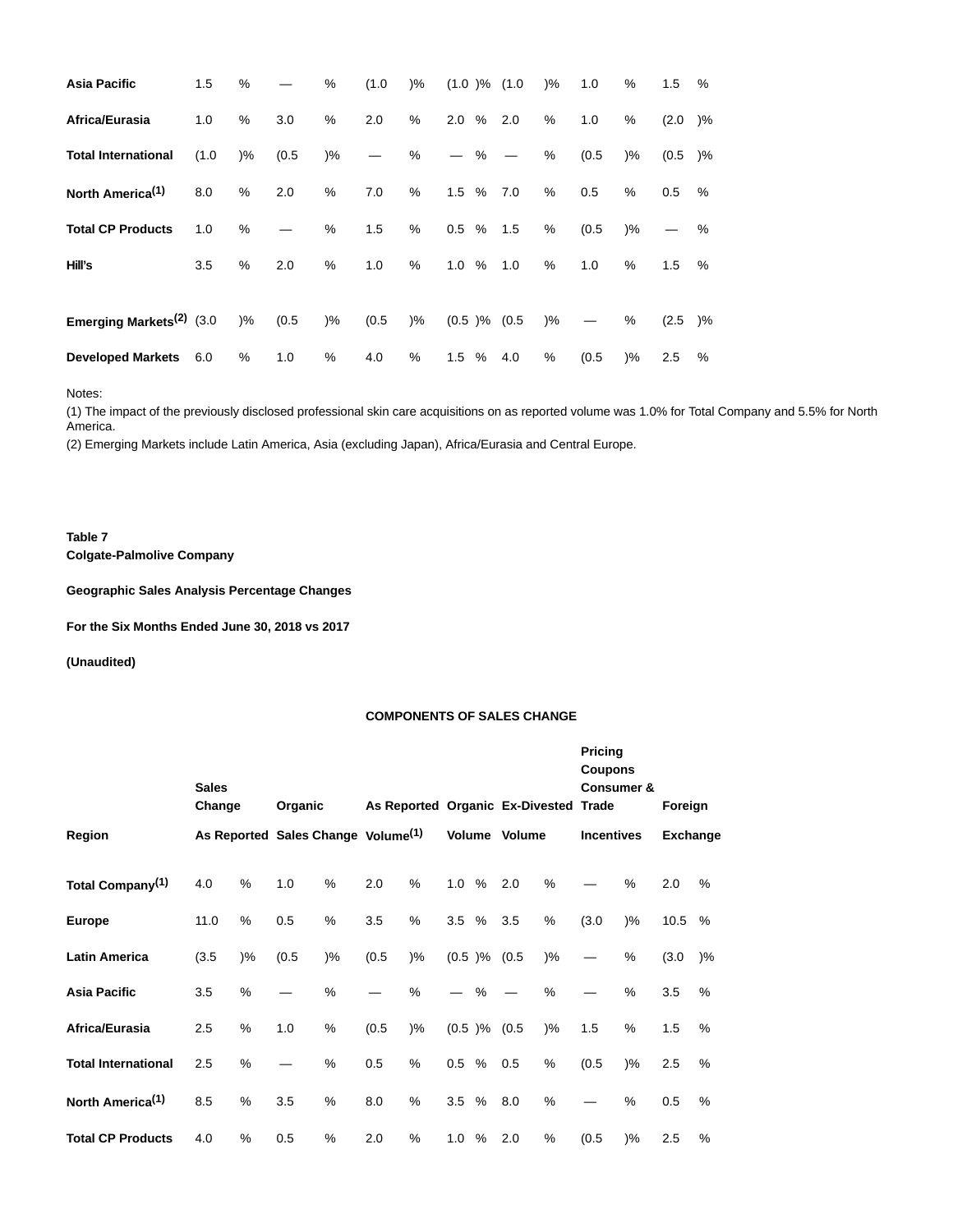| Region | Sales Change As Reported | Organic Sales Change | As Reported Volume | Organic Volume | Ex-Divested Volume | Pricing Coupons Consumer & Trade Incentives | Foreign Exchange |
|---|---|---|---|---|---|---|---|
| Asia Pacific | 1.5 % | — % | (1.0 )% | (1.0 )% | (1.0 )% | 1.0 % | 1.5 % |
| Africa/Eurasia | 1.0 % | 3.0 % | 2.0 % | 2.0 % | 2.0 % | 1.0 % | (2.0 )% |
| Total International | (1.0 )% | (0.5 )% | — % | — % | — % | (0.5 )% | (0.5 )% |
| North America(1) | 8.0 % | 2.0 % | 7.0 % | 1.5 % | 7.0 % | 0.5 % | 0.5 % |
| Total CP Products | 1.0 % | — % | 1.5 % | 0.5 % | 1.5 % | (0.5 )% | — % |
| Hill's | 3.5 % | 2.0 % | 1.0 % | 1.0 % | 1.0 % | 1.0 % | 1.5 % |
| | | | | | | | |
| Emerging Markets(2) | (3.0 )% | (0.5 )% | (0.5 )% | (0.5 )% | (0.5 )% | — % | (2.5 )% |
| Developed Markets | 6.0 % | 1.0 % | 4.0 % | 1.5 % | 4.0 % | (0.5 )% | 2.5 % |

Notes:

(1) The impact of the previously disclosed professional skin care acquisitions on as reported volume was 1.0% for Total Company and 5.5% for North America.

(2) Emerging Markets include Latin America, Asia (excluding Japan), Africa/Eurasia and Central Europe.

**Table 7**
**Colgate-Palmolive Company**

**Geographic Sales Analysis Percentage Changes**

**For the Six Months Ended June 30, 2018 vs 2017**

**(Unaudited)**

**COMPONENTS OF SALES CHANGE**

| Region | Sales Change As Reported | Organic Sales Change | As Reported Volume(1) | Organic Volume | Ex-Divested Volume | Pricing Coupons Consumer & Trade Incentives | Foreign Exchange |
|---|---|---|---|---|---|---|---|
| Total Company(1) | 4.0 % | 1.0 % | 2.0 % | 1.0 % | 2.0 % | — % | 2.0 % |
| Europe | 11.0 % | 0.5 % | 3.5 % | 3.5 % | 3.5 % | (3.0 )% | 10.5 % |
| Latin America | (3.5 )% | (0.5 )% | (0.5 )% | (0.5 )% | (0.5 )% | — % | (3.0 )% |
| Asia Pacific | 3.5 % | — % | — % | — % | — % | — % | 3.5 % |
| Africa/Eurasia | 2.5 % | 1.0 % | (0.5 )% | (0.5 )% | (0.5 )% | 1.5 % | 1.5 % |
| Total International | 2.5 % | — % | 0.5 % | 0.5 % | 0.5 % | (0.5 )% | 2.5 % |
| North America(1) | 8.5 % | 3.5 % | 8.0 % | 3.5 % | 8.0 % | — % | 0.5 % |
| Total CP Products | 4.0 % | 0.5 % | 2.0 % | 1.0 % | 2.0 % | (0.5 )% | 2.5 % |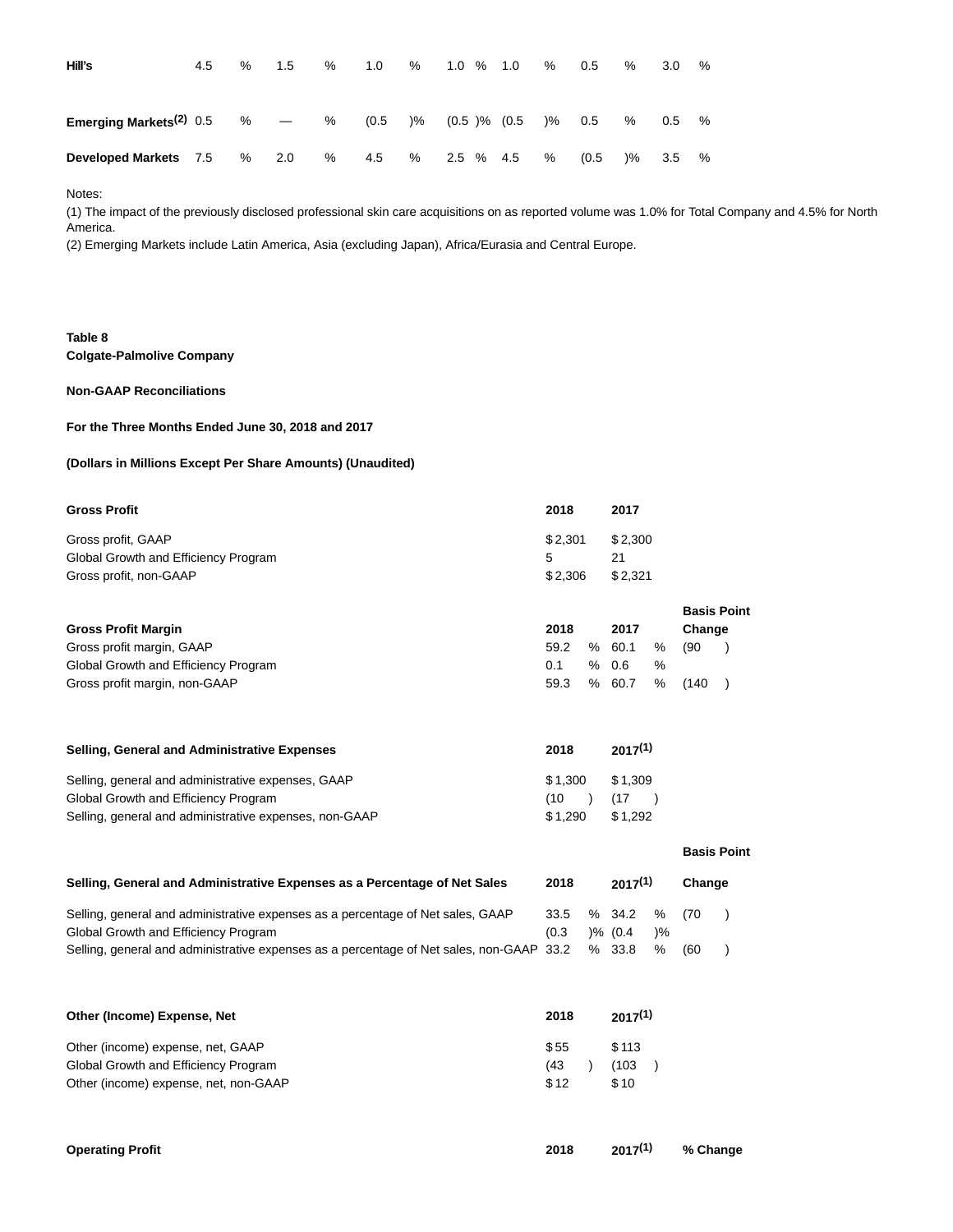| | | | | | | | |
|---|---|---|---|---|---|---|---|
| **Hill's** | 4.5 % | 1.5 % | 1.0 % | 1.0 % | 1.0 % | 0.5 % | 3.0 % |
| **Emerging Markets**[(2)] | 0.5 % | — % | (0.5 )% | (0.5 )% | (0.5 )% | 0.5 % | 0.5 % |
| **Developed Markets** | 7.5 % | 2.0 % | 4.5 % | 2.5 % | 4.5 % | (0.5 )% | 3.5 % |

Notes:

(1) The impact of the previously disclosed professional skin care acquisitions on as reported volume was 1.0% for Total Company and 4.5% for North America.

(2) Emerging Markets include Latin America, Asia (excluding Japan), Africa/Eurasia and Central Europe.

**Table 8**
**Colgate-Palmolive Company**

**Non-GAAP Reconciliations**

**For the Three Months Ended June 30, 2018 and 2017**

**(Dollars in Millions Except Per Share Amounts) (Unaudited)**

| **Gross Profit** | **2018** | **2017** |
|---|---|---|
| Gross profit, GAAP | $2,301 | $2,300 |
| Global Growth and Efficiency Program | 5 | 21 |
| Gross profit, non-GAAP | $2,306 | $2,321 |

| **Gross Profit Margin** | **2018** | **2017** | **Basis Point Change** |
|---|---|---|---|
| Gross profit margin, GAAP | 59.2 % | 60.1 % | (90 ) |
| Global Growth and Efficiency Program | 0.1 % | 0.6 % | |
| Gross profit margin, non-GAAP | 59.3 % | 60.7 % | (140 ) |

| **Selling, General and Administrative Expenses** | **2018** | **2017**[(1)] |
|---|---|---|
| Selling, general and administrative expenses, GAAP | $1,300 | $1,309 |
| Global Growth and Efficiency Program | (10 ) | (17 ) |
| Selling, general and administrative expenses, non-GAAP | $1,290 | $1,292 |

| **Selling, General and Administrative Expenses as a Percentage of Net Sales** | **2018** | **2017**[(1)] | **Basis Point Change** |
|---|---|---|---|
| Selling, general and administrative expenses as a percentage of Net sales, GAAP | 33.5 % | 34.2 % | (70 ) |
| Global Growth and Efficiency Program | (0.3 )% | (0.4 )% | |
| Selling, general and administrative expenses as a percentage of Net sales, non-GAAP | 33.2 % | 33.8 % | (60 ) |

| **Other (Income) Expense, Net** | **2018** | **2017**[(1)] |
|---|---|---|
| Other (income) expense, net, GAAP | $55 | $113 |
| Global Growth and Efficiency Program | (43 ) | (103 ) |
| Other (income) expense, net, non-GAAP | $12 | $10 |

| **Operating Profit** | **2018** | **2017**[(1)] | **% Change** |
|---|---|---|---|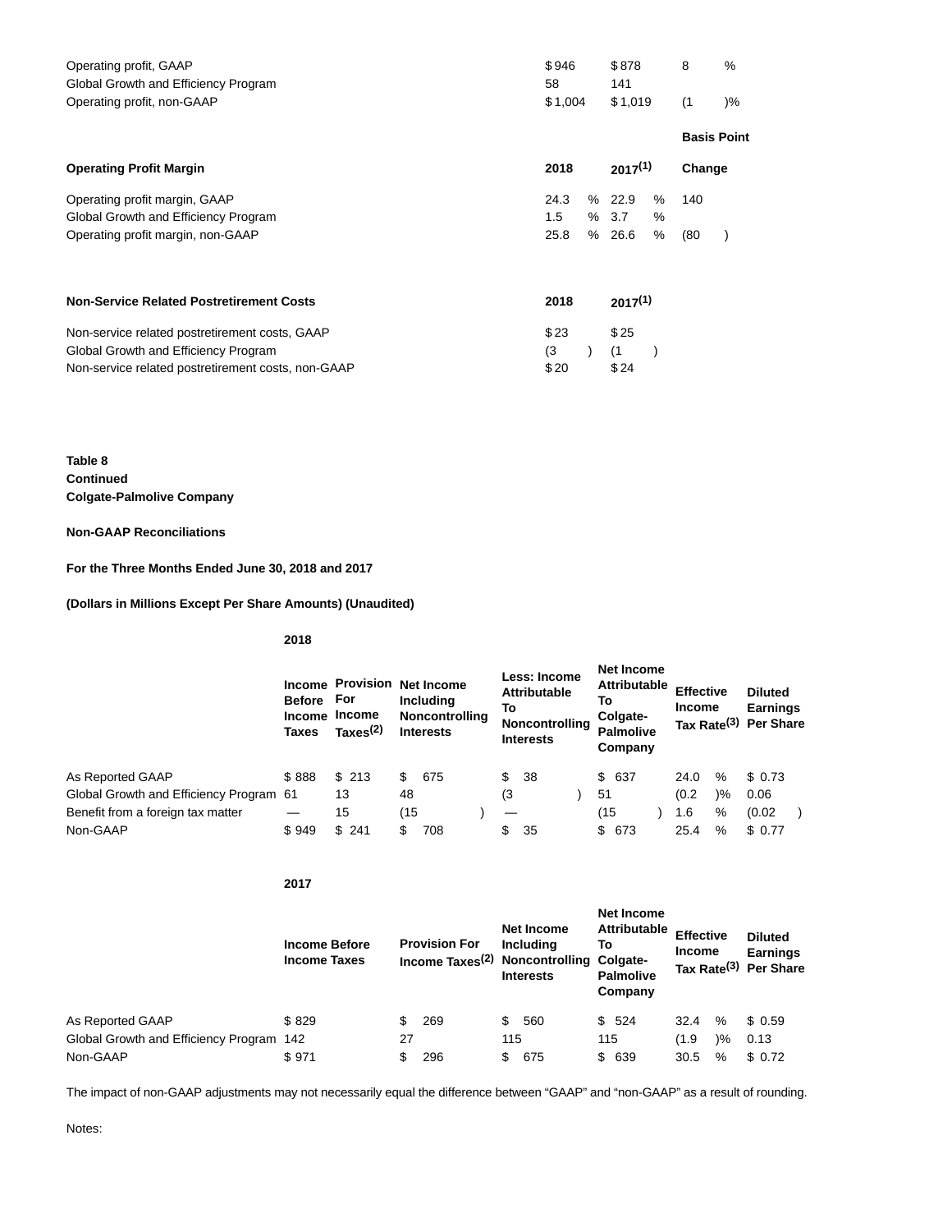| | | | |
|---|---|---|---|
| Operating profit, GAAP | $946 | $878 | 8 % |
| Global Growth and Efficiency Program | 58 | 141 | |
| Operating profit, non-GAAP | $1,004 | $1,019 | (1 )% |

| Operating Profit Margin | 2018 | 2017[1] | Basis Point Change |
|---|---|---|---|
| Operating profit margin, GAAP | 24.3 % | 22.9 % | 140 |
| Global Growth and Efficiency Program | 1.5 % | 3.7 % | |
| Operating profit margin, non-GAAP | 25.8 % | 26.6 % | (80 ) |

| Non-Service Related Postretirement Costs | 2018 | 2017[1] |
|---|---|---|
| Non-service related postretirement costs, GAAP | $23 | $25 |
| Global Growth and Efficiency Program | (3 ) | (1 ) |
| Non-service related postretirement costs, non-GAAP | $20 | $24 |

**Table 8**
**Continued**
**Colgate-Palmolive Company**

**Non-GAAP Reconciliations**

**For the Three Months Ended June 30, 2018 and 2017**

**(Dollars in Millions Except Per Share Amounts) (Unaudited)**

**2018**

| | Income Before Income Taxes | Provision For Income Taxes[2] | Net Income Including Noncontrolling Interests | Less: Income Attributable To Noncontrolling Interests | Net Income Attributable To Colgate-Palmolive Company | Effective Income Tax Rate[3] | Diluted Earnings Per Share |
|---|---|---|---|---|---|---|---|
| As Reported GAAP | $ 888 | $ 213 | $ 675 | $ 38 | $ 637 | 24.0 % | $ 0.73 |
| Global Growth and Efficiency Program | 61 | 13 | 48 | (3 ) | 51 | (0.2 )% | 0.06 |
| Benefit from a foreign tax matter | — | 15 | (15 ) | — | (15 ) | 1.6 % | (0.02 ) |
| Non-GAAP | $ 949 | $ 241 | $ 708 | $ 35 | $ 673 | 25.4 % | $ 0.77 |

**2017**

| | Income Before Income Taxes | Provision For Income Taxes[2] | Net Income Including Noncontrolling Interests | Net Income Attributable To Colgate-Palmolive Company | Effective Income Tax Rate[3] | Diluted Earnings Per Share |
|---|---|---|---|---|---|---|
| As Reported GAAP | $ 829 | $ 269 | $ 560 | $ 524 | 32.4 % | $ 0.59 |
| Global Growth and Efficiency Program | 142 | 27 | 115 | 115 | (1.9 )% | 0.13 |
| Non-GAAP | $ 971 | $ 296 | $ 675 | $ 639 | 30.5 % | $ 0.72 |

The impact of non-GAAP adjustments may not necessarily equal the difference between “GAAP” and “non-GAAP” as a result of rounding.

Notes: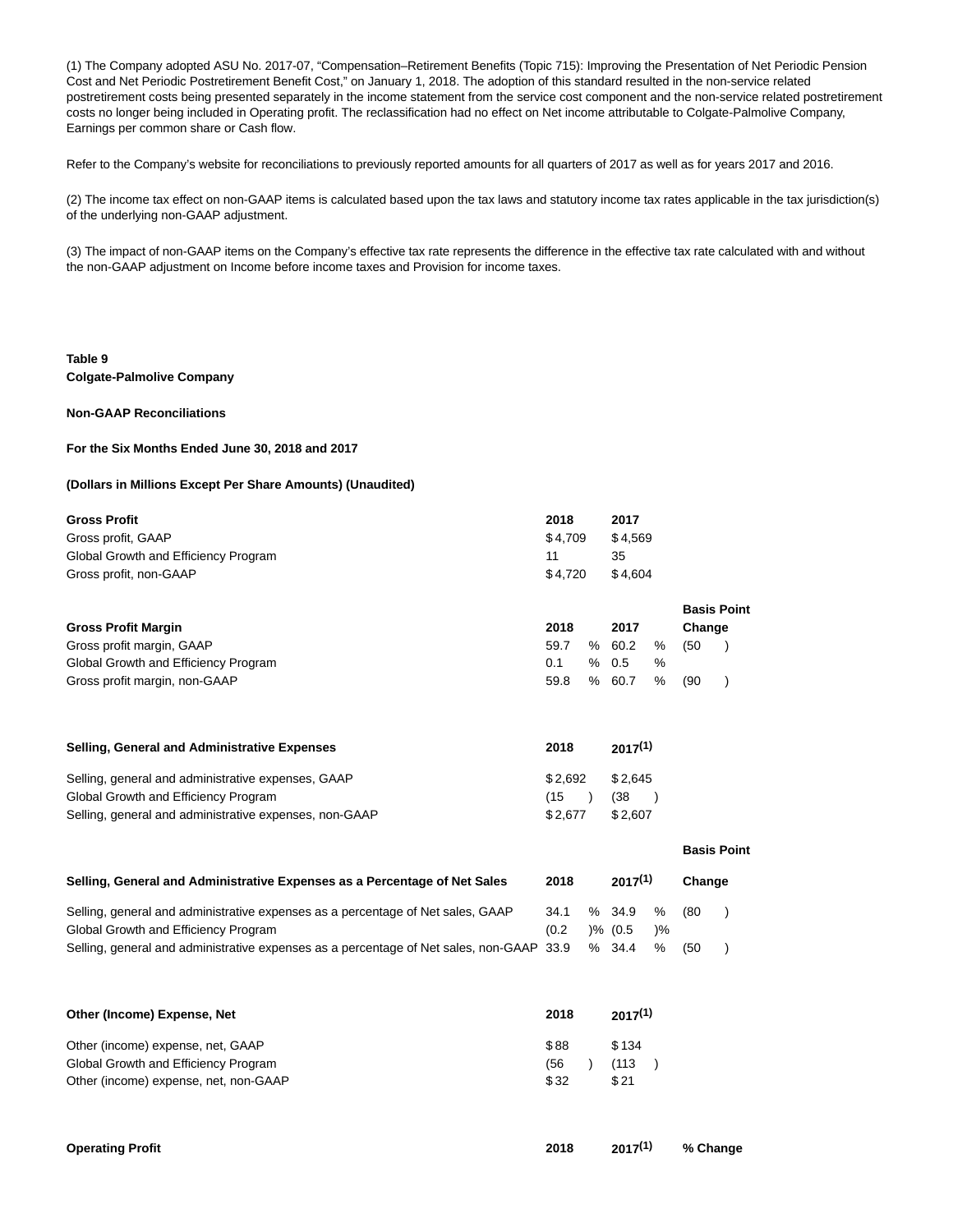(1) The Company adopted ASU No. 2017-07, "Compensation–Retirement Benefits (Topic 715): Improving the Presentation of Net Periodic Pension Cost and Net Periodic Postretirement Benefit Cost," on January 1, 2018. The adoption of this standard resulted in the non-service related postretirement costs being presented separately in the income statement from the service cost component and the non-service related postretirement costs no longer being included in Operating profit. The reclassification had no effect on Net income attributable to Colgate-Palmolive Company, Earnings per common share or Cash flow.

Refer to the Company's website for reconciliations to previously reported amounts for all quarters of 2017 as well as for years 2017 and 2016.

(2) The income tax effect on non-GAAP items is calculated based upon the tax laws and statutory income tax rates applicable in the tax jurisdiction(s) of the underlying non-GAAP adjustment.

(3) The impact of non-GAAP items on the Company's effective tax rate represents the difference in the effective tax rate calculated with and without the non-GAAP adjustment on Income before income taxes and Provision for income taxes.

**Table 9**
**Colgate-Palmolive Company**

**Non-GAAP Reconciliations**

**For the Six Months Ended June 30, 2018 and 2017**

**(Dollars in Millions Except Per Share Amounts) (Unaudited)**

| **Gross Profit** | **2018** | **2017** |
|---|---|---|
| Gross profit, GAAP | $4,709 | $4,569 |
| Global Growth and Efficiency Program | 11 | 35 |
| Gross profit, non-GAAP | $4,720 | $4,604 |

| **Gross Profit Margin** | **2018** | **2017** | **Basis Point Change** |
|---|---|---|---|
| Gross profit margin, GAAP | 59.7 % | 60.2 % | (50) |
| Global Growth and Efficiency Program | 0.1 % | 0.5 % | |
| Gross profit margin, non-GAAP | 59.8 % | 60.7 % | (90) |

| **Selling, General and Administrative Expenses** | **2018** | **2017(1)** |
|---|---|---|
| Selling, general and administrative expenses, GAAP | $2,692 | $2,645 |
| Global Growth and Efficiency Program | (15) | (38) |
| Selling, general and administrative expenses, non-GAAP | $2,677 | $2,607 |

| **Selling, General and Administrative Expenses as a Percentage of Net Sales** | **2018** | **2017(1)** | **Basis Point Change** |
|---|---|---|---|
| Selling, general and administrative expenses as a percentage of Net sales, GAAP | 34.1 % | 34.9 % | (80) |
| Global Growth and Efficiency Program | (0.2)% | (0.5)% | |
| Selling, general and administrative expenses as a percentage of Net sales, non-GAAP | 33.9 % | 34.4 % | (50) |

| **Other (Income) Expense, Net** | **2018** | **2017(1)** |
|---|---|---|
| Other (income) expense, net, GAAP | $88 | $134 |
| Global Growth and Efficiency Program | (56) | (113) |
| Other (income) expense, net, non-GAAP | $32 | $21 |

| **Operating Profit** | **2018** | **2017(1)** | **% Change** |
|---|---|---|---|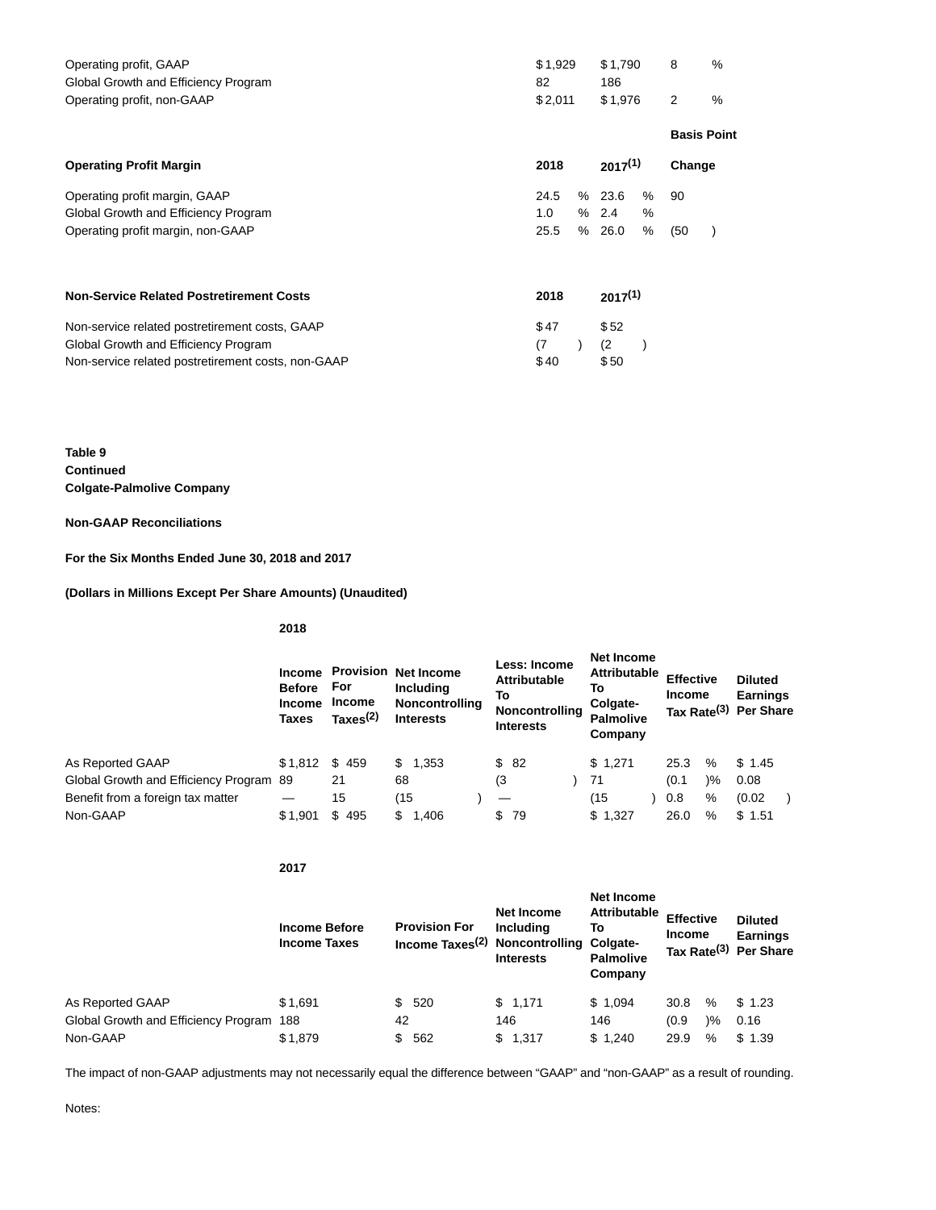| | | | |
|---|---|---|---|
| Operating profit, GAAP | $1,929 | $1,790 | 8 % |
| Global Growth and Efficiency Program | 82 | 186 | |
| Operating profit, non-GAAP | $2,011 | $1,976 | 2 % |

| Operating Profit Margin | 2018 | 2017(1) | Basis Point Change |
|---|---|---|---|
| Operating profit margin, GAAP | 24.5 % | 23.6 % | 90 |
| Global Growth and Efficiency Program | 1.0 % | 2.4 % | |
| Operating profit margin, non-GAAP | 25.5 % | 26.0 % | (50 ) |

| Non-Service Related Postretirement Costs | 2018 | 2017(1) |
|---|---|---|
| Non-service related postretirement costs, GAAP | $47 | $52 |
| Global Growth and Efficiency Program | (7 ) | (2 ) |
| Non-service related postretirement costs, non-GAAP | $40 | $50 |

**Table 9**
**Continued**
**Colgate-Palmolive Company**

**Non-GAAP Reconciliations**

**For the Six Months Ended June 30, 2018 and 2017**

**(Dollars in Millions Except Per Share Amounts) (Unaudited)**

**2018**

| | Income Before Income Taxes | Provision For Income Taxes(2) | Net Income Including Noncontrolling Interests | Less: Income Attributable To Noncontrolling Interests | Net Income Attributable To Colgate-Palmolive Company | Effective Income Tax Rate(3) | Diluted Earnings Per Share |
|---|---|---|---|---|---|---|---|
| As Reported GAAP | $1,812 | $ 459 | $ 1,353 | $ 82 | $ 1,271 | 25.3 % | $ 1.45 |
| Global Growth and Efficiency Program | 89 | 21 | 68 | (3 ) | 71 | (0.1 )% | 0.08 |
| Benefit from a foreign tax matter | — | 15 | (15 ) | — | (15 ) | 0.8 % | (0.02 ) |
| Non-GAAP | $1,901 | $ 495 | $ 1,406 | $ 79 | $ 1,327 | 26.0 % | $ 1.51 |

**2017**

| | Income Before Income Taxes | Provision For Income Taxes(2) | Net Income Including Noncontrolling Interests | Net Income Attributable To Colgate-Palmolive Company | Effective Income Tax Rate(3) | Diluted Earnings Per Share |
|---|---|---|---|---|---|---|
| As Reported GAAP | $1,691 | $ 520 | $ 1,171 | $ 1,094 | 30.8 % | $ 1.23 |
| Global Growth and Efficiency Program | 188 | 42 | 146 | 146 | (0.9 )% | 0.16 |
| Non-GAAP | $1,879 | $ 562 | $ 1,317 | $ 1,240 | 29.9 % | $ 1.39 |

The impact of non-GAAP adjustments may not necessarily equal the difference between “GAAP” and “non-GAAP” as a result of rounding.

Notes: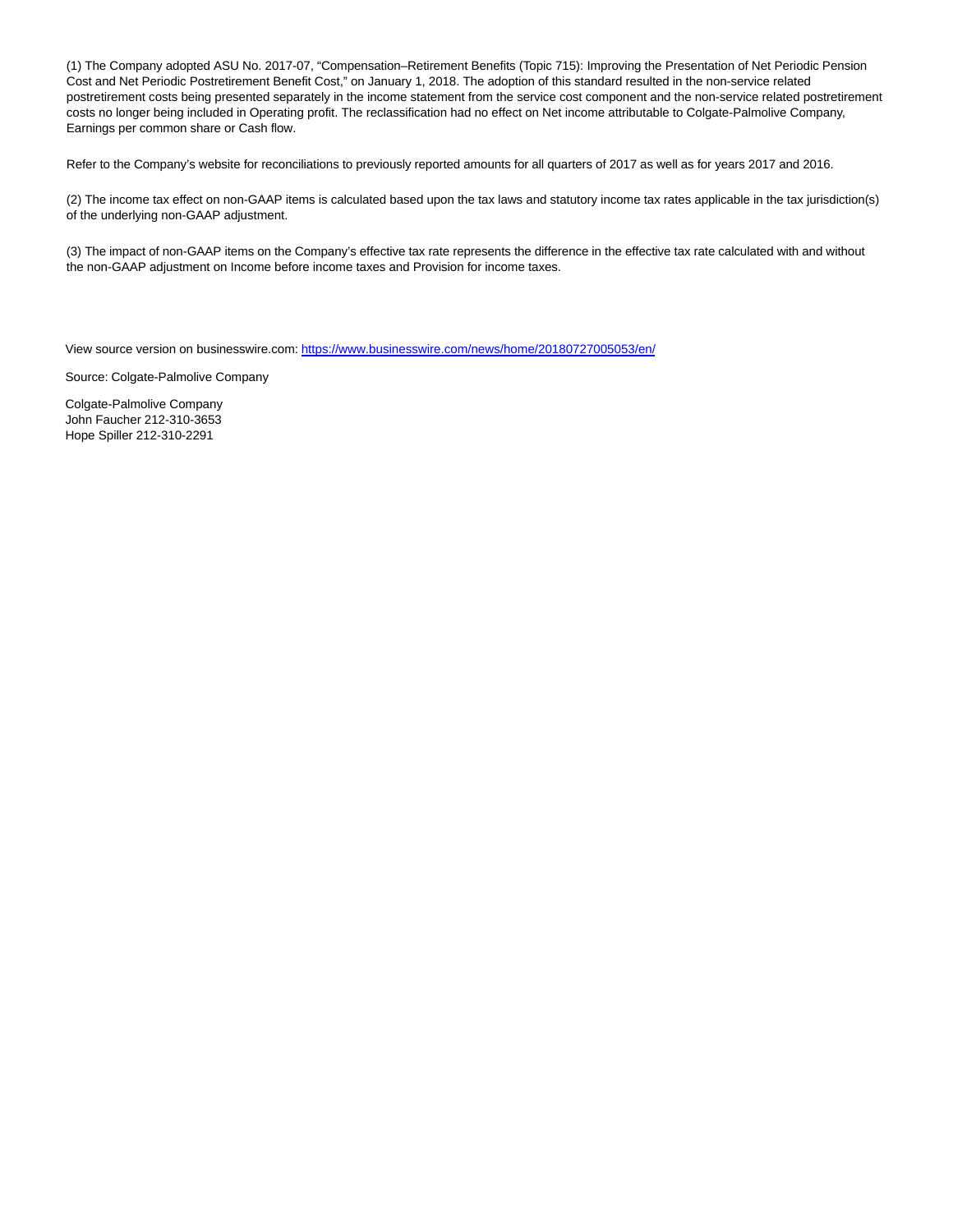(1) The Company adopted ASU No. 2017-07, "Compensation–Retirement Benefits (Topic 715): Improving the Presentation of Net Periodic Pension Cost and Net Periodic Postretirement Benefit Cost," on January 1, 2018. The adoption of this standard resulted in the non-service related postretirement costs being presented separately in the income statement from the service cost component and the non-service related postretirement costs no longer being included in Operating profit. The reclassification had no effect on Net income attributable to Colgate-Palmolive Company, Earnings per common share or Cash flow.

Refer to the Company's website for reconciliations to previously reported amounts for all quarters of 2017 as well as for years 2017 and 2016.

(2) The income tax effect on non-GAAP items is calculated based upon the tax laws and statutory income tax rates applicable in the tax jurisdiction(s) of the underlying non-GAAP adjustment.

(3) The impact of non-GAAP items on the Company's effective tax rate represents the difference in the effective tax rate calculated with and without the non-GAAP adjustment on Income before income taxes and Provision for income taxes.

View source version on businesswire.com: https://www.businesswire.com/news/home/20180727005053/en/

Source: Colgate-Palmolive Company

Colgate-Palmolive Company
John Faucher 212-310-3653
Hope Spiller 212-310-2291